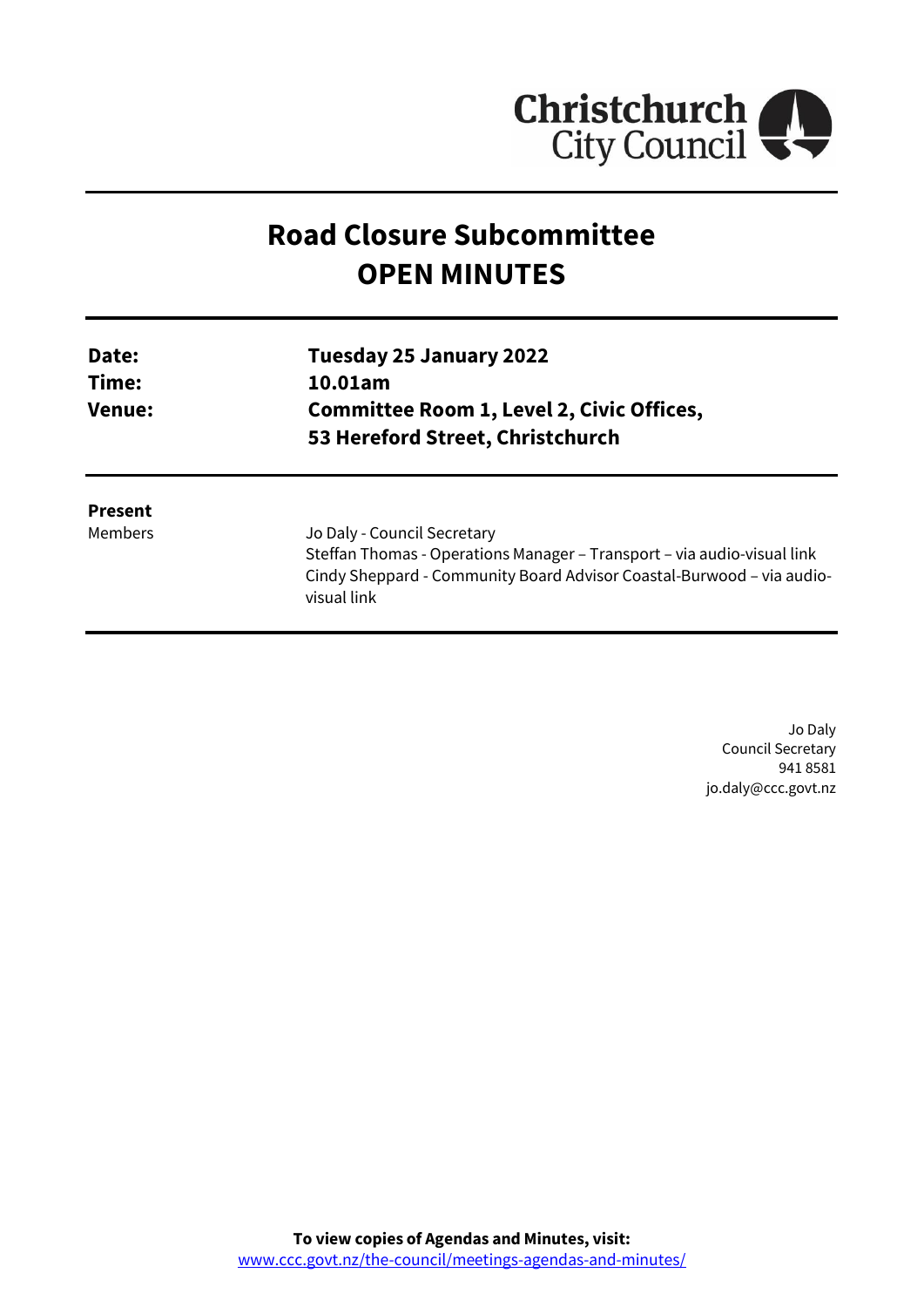Christchurch City Council

# Road Closure Subcommittee
# OPEN MINUTES

| | |
|---|---|
| **Date:** | **Tuesday 25 January 2022** |
| **Time:** | **10.01am** |
| **Venue:** | **Committee Room 1, Level 2, Civic Offices, 53 Hereford Street, Christchurch** |

**Present**

Members

Jo Daly - Council Secretary
Steffan Thomas - Operations Manager – Transport – via audio-visual link
Cindy Sheppard - Community Board Advisor Coastal-Burwood – via audio-visual link

Jo Daly
Council Secretary
941 8581
jo.daly@ccc.govt.nz

**To view copies of Agendas and Minutes, visit:**
www.ccc.govt.nz/the-council/meetings-agendas-and-minutes/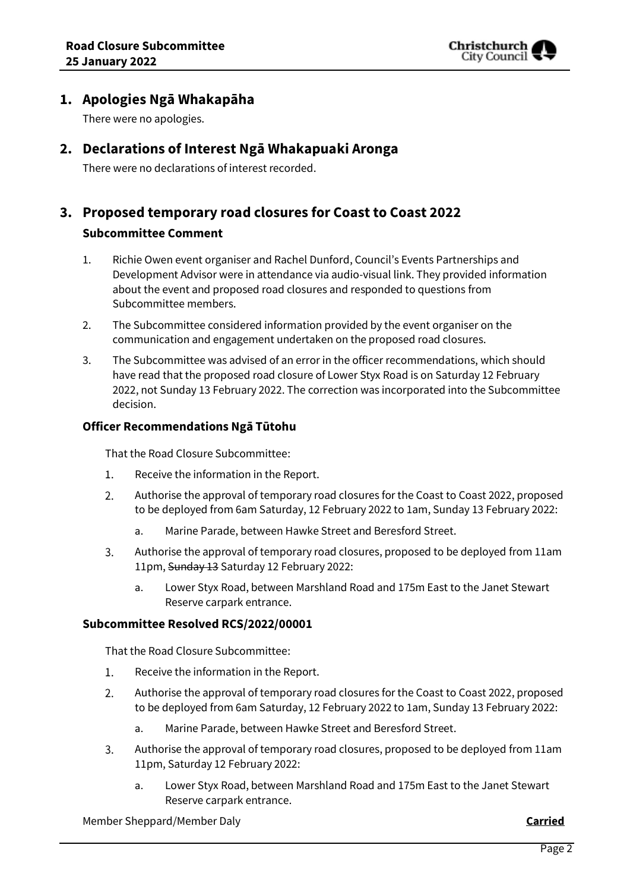# 1. Apologies Ngā Whakapāha

There were no apologies.

# 2. Declarations of Interest Ngā Whakapuaki Aronga

There were no declarations of interest recorded.

# 3. Proposed temporary road closures for Coast to Coast 2022

## Subcommittee Comment

1. Richie Owen event organiser and Rachel Dunford, Council's Events Partnerships and Development Advisor were in attendance via audio-visual link. They provided information about the event and proposed road closures and responded to questions from Subcommittee members.
2. The Subcommittee considered information provided by the event organiser on the communication and engagement undertaken on the proposed road closures.
3. The Subcommittee was advised of an error in the officer recommendations, which should have read that the proposed road closure of Lower Styx Road is on Saturday 12 February 2022, not Sunday 13 February 2022. The correction was incorporated into the Subcommittee decision.

## Officer Recommendations Ngā Tūtohu

That the Road Closure Subcommittee:

1. Receive the information in the Report.
2. Authorise the approval of temporary road closures for the Coast to Coast 2022, proposed to be deployed from 6am Saturday, 12 February 2022 to 1am, Sunday 13 February 2022:
    a. Marine Parade, between Hawke Street and Beresford Street.
3. Authorise the approval of temporary road closures, proposed to be deployed from 11am 11pm, ~~Sunday 13~~ Saturday 12 February 2022:
    a. Lower Styx Road, between Marshland Road and 175m East to the Janet Stewart Reserve carpark entrance.

## Subcommittee Resolved RCS/2022/00001

That the Road Closure Subcommittee:

1. Receive the information in the Report.
2. Authorise the approval of temporary road closures for the Coast to Coast 2022, proposed to be deployed from 6am Saturday, 12 February 2022 to 1am, Sunday 13 February 2022:
    a. Marine Parade, between Hawke Street and Beresford Street.
3. Authorise the approval of temporary road closures, proposed to be deployed from 11am 11pm, Saturday 12 February 2022:
    a. Lower Styx Road, between Marshland Road and 175m East to the Janet Stewart Reserve carpark entrance.

Member Sheppard/Member Daly **Carried**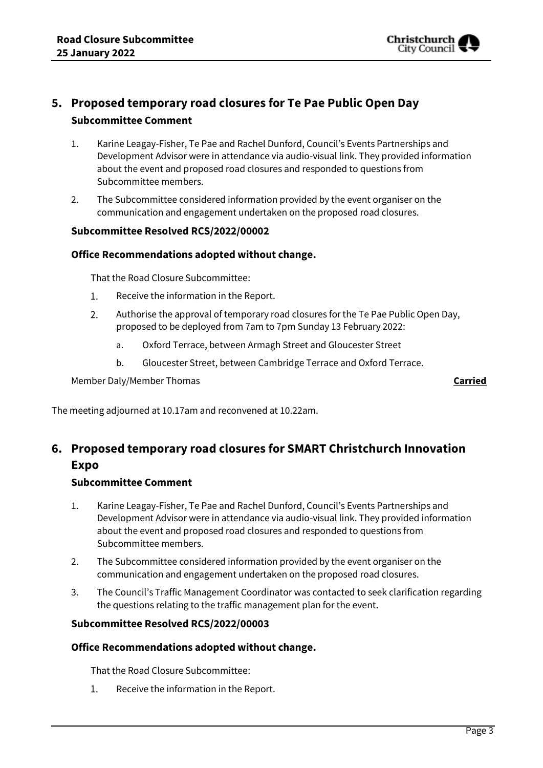## 5. Proposed temporary road closures for Te Pae Public Open Day

### Subcommittee Comment

1. Karine Leagay-Fisher, Te Pae and Rachel Dunford, Council's Events Partnerships and Development Advisor were in attendance via audio-visual link. They provided information about the event and proposed road closures and responded to questions from Subcommittee members.
2. The Subcommittee considered information provided by the event organiser on the communication and engagement undertaken on the proposed road closures.

### Subcommittee Resolved RCS/2022/00002

### Office Recommendations adopted without change.

That the Road Closure Subcommittee:

1. Receive the information in the Report.
2. Authorise the approval of temporary road closures for the Te Pae Public Open Day, proposed to be deployed from 7am to 7pm Sunday 13 February 2022:
    a. Oxford Terrace, between Armagh Street and Gloucester Street
    b. Gloucester Street, between Cambridge Terrace and Oxford Terrace.

Member Daly/Member Thomas **Carried**

The meeting adjourned at 10.17am and reconvened at 10.22am.

## 6. Proposed temporary road closures for SMART Christchurch Innovation Expo

### Subcommittee Comment

1. Karine Leagay-Fisher, Te Pae and Rachel Dunford, Council's Events Partnerships and Development Advisor were in attendance via audio-visual link. They provided information about the event and proposed road closures and responded to questions from Subcommittee members.
2. The Subcommittee considered information provided by the event organiser on the communication and engagement undertaken on the proposed road closures.
3. The Council's Traffic Management Coordinator was contacted to seek clarification regarding the questions relating to the traffic management plan for the event.

### Subcommittee Resolved RCS/2022/00003

### Office Recommendations adopted without change.

That the Road Closure Subcommittee:

1. Receive the information in the Report.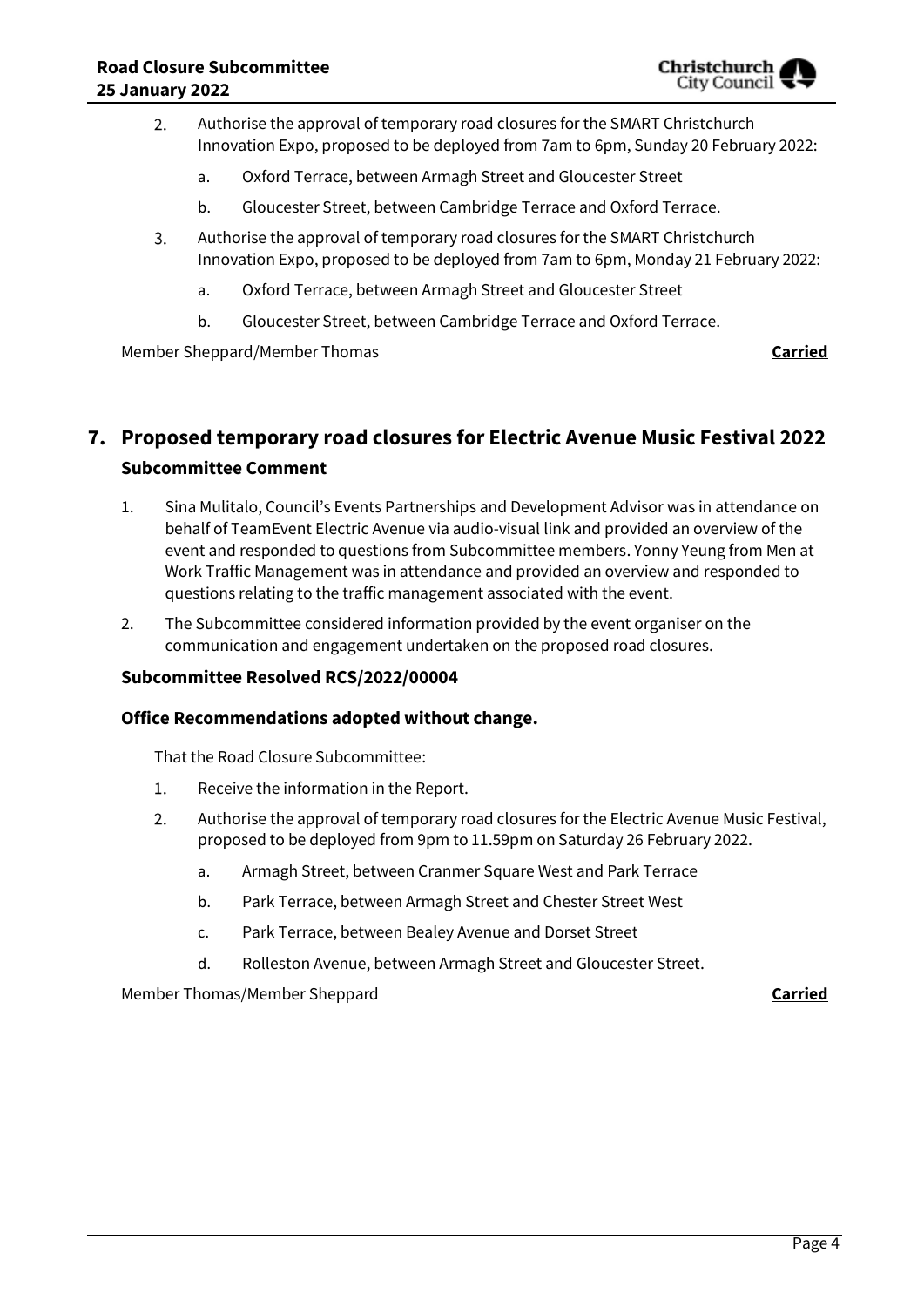2. Authorise the approval of temporary road closures for the SMART Christchurch Innovation Expo, proposed to be deployed from 7am to 6pm, Sunday 20 February 2022:
    a. Oxford Terrace, between Armagh Street and Gloucester Street
    b. Gloucester Street, between Cambridge Terrace and Oxford Terrace.
3. Authorise the approval of temporary road closures for the SMART Christchurch Innovation Expo, proposed to be deployed from 7am to 6pm, Monday 21 February 2022:
    a. Oxford Terrace, between Armagh Street and Gloucester Street
    b. Gloucester Street, between Cambridge Terrace and Oxford Terrace.

Member Sheppard/Member Thomas **Carried**

## 7. Proposed temporary road closures for Electric Avenue Music Festival 2022

### Subcommittee Comment

1. Sina Mulitalo, Council's Events Partnerships and Development Advisor was in attendance on behalf of TeamEvent Electric Avenue via audio-visual link and provided an overview of the event and responded to questions from Subcommittee members. Yonny Yeung from Men at Work Traffic Management was in attendance and provided an overview and responded to questions relating to the traffic management associated with the event.
2. The Subcommittee considered information provided by the event organiser on the communication and engagement undertaken on the proposed road closures.

### Subcommittee Resolved RCS/2022/00004

### Office Recommendations adopted without change.

That the Road Closure Subcommittee:

1. Receive the information in the Report.
2. Authorise the approval of temporary road closures for the Electric Avenue Music Festival, proposed to be deployed from 9pm to 11.59pm on Saturday 26 February 2022.
    a. Armagh Street, between Cranmer Square West and Park Terrace
    b. Park Terrace, between Armagh Street and Chester Street West
    c. Park Terrace, between Bealey Avenue and Dorset Street
    d. Rolleston Avenue, between Armagh Street and Gloucester Street.

Member Thomas/Member Sheppard **Carried**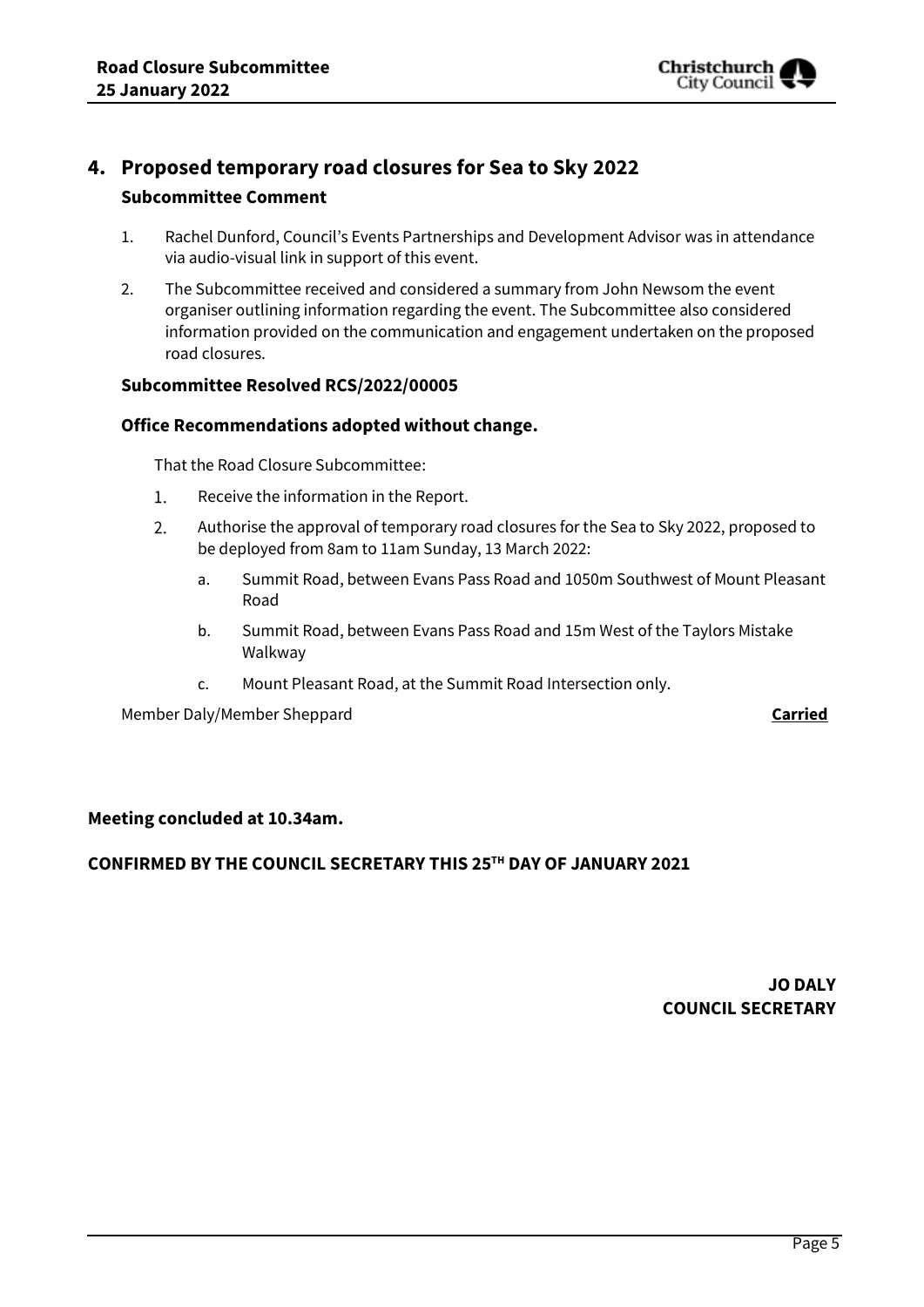## 4. Proposed temporary road closures for Sea to Sky 2022

### Subcommittee Comment

1. Rachel Dunford, Council's Events Partnerships and Development Advisor was in attendance via audio-visual link in support of this event.
2. The Subcommittee received and considered a summary from John Newsom the event organiser outlining information regarding the event. The Subcommittee also considered information provided on the communication and engagement undertaken on the proposed road closures.

### Subcommittee Resolved RCS/2022/00005

### Office Recommendations adopted without change.

That the Road Closure Subcommittee:

1. Receive the information in the Report.
2. Authorise the approval of temporary road closures for the Sea to Sky 2022, proposed to be deployed from 8am to 11am Sunday, 13 March 2022:
   a. Summit Road, between Evans Pass Road and 1050m Southwest of Mount Pleasant Road
   b. Summit Road, between Evans Pass Road and 15m West of the Taylors Mistake Walkway
   c. Mount Pleasant Road, at the Summit Road Intersection only.

Member Daly/Member Sheppard **Carried**

**Meeting concluded at 10.34am.**

**CONFIRMED BY THE COUNCIL SECRETARY THIS 25TH DAY OF JANUARY 2021**

**JO DALY**
**COUNCIL SECRETARY**